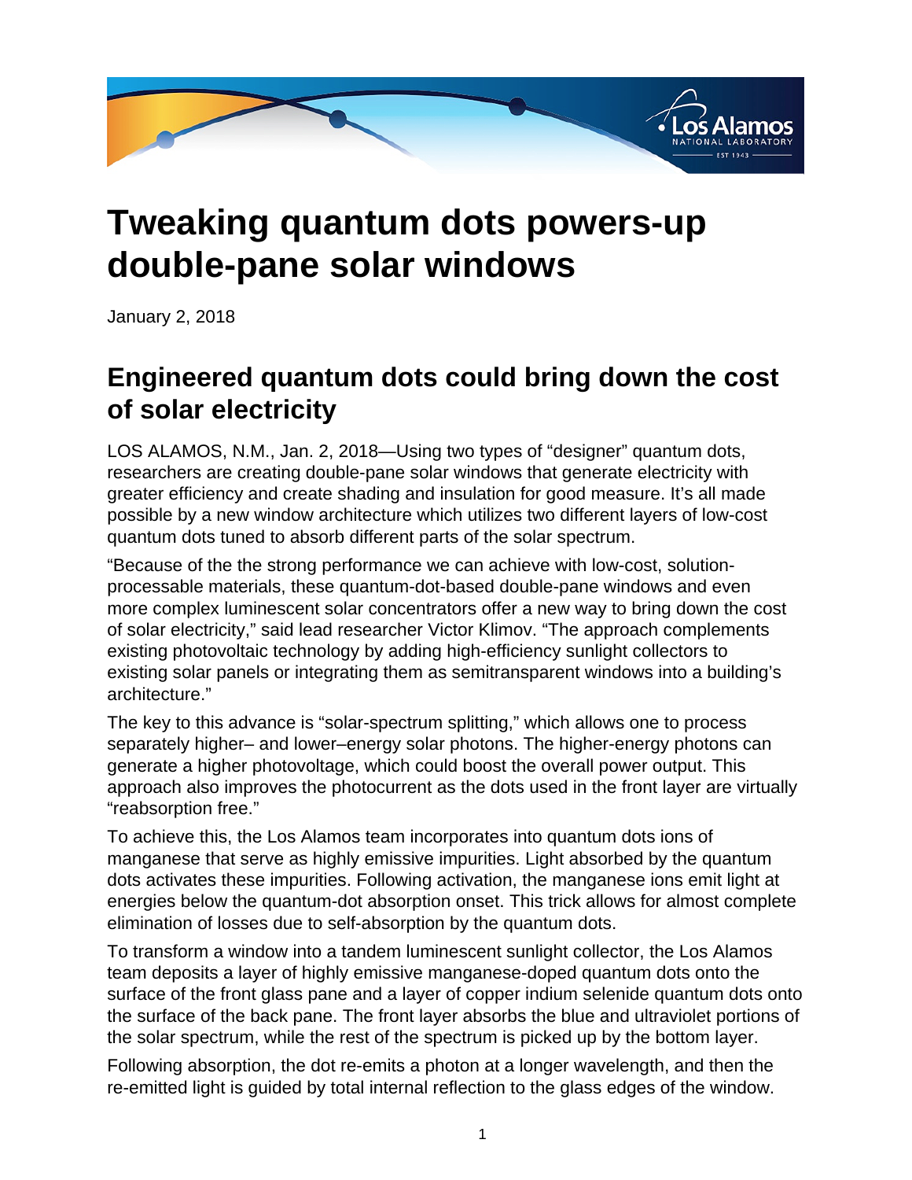# Tweaking quantum dots powers-up double-pane solar windows

January 2, 2018

## Engineered quantum dots could bring down the cost of solar electricity

LOS ALAMOS, N.M., Jan. 2, 2018—Using two types of "designer" quantum dots, researchers are creating double-pane solar windows that generate electricity with greater efficiency and create shading and insulation for good measure. It's all made possible by a new window architecture which utilizes two different layers of low-cost quantum dots tuned to absorb different parts of the solar spectrum.

"Because of the the strong performance we can achieve with low-cost, solution-processable materials, these quantum-dot-based double-pane windows and even more complex luminescent solar concentrators offer a new way to bring down the cost of solar electricity," said lead researcher Victor Klimov. "The approach complements existing photovoltaic technology by adding high-efficiency sunlight collectors to existing solar panels or integrating them as semitransparent windows into a building's architecture."

The key to this advance is "solar-spectrum splitting," which allows one to process separately higher– and lower–energy solar photons. The higher-energy photons can generate a higher photovoltage, which could boost the overall power output. This approach also improves the photocurrent as the dots used in the front layer are virtually "reabsorption free."

To achieve this, the Los Alamos team incorporates into quantum dots ions of manganese that serve as highly emissive impurities. Light absorbed by the quantum dots activates these impurities. Following activation, the manganese ions emit light at energies below the quantum-dot absorption onset. This trick allows for almost complete elimination of losses due to self-absorption by the quantum dots.

To transform a window into a tandem luminescent sunlight collector, the Los Alamos team deposits a layer of highly emissive manganese-doped quantum dots onto the surface of the front glass pane and a layer of copper indium selenide quantum dots onto the surface of the back pane. The front layer absorbs the blue and ultraviolet portions of the solar spectrum, while the rest of the spectrum is picked up by the bottom layer.

Following absorption, the dot re-emits a photon at a longer wavelength, and then the re-emitted light is guided by total internal reflection to the glass edges of the window.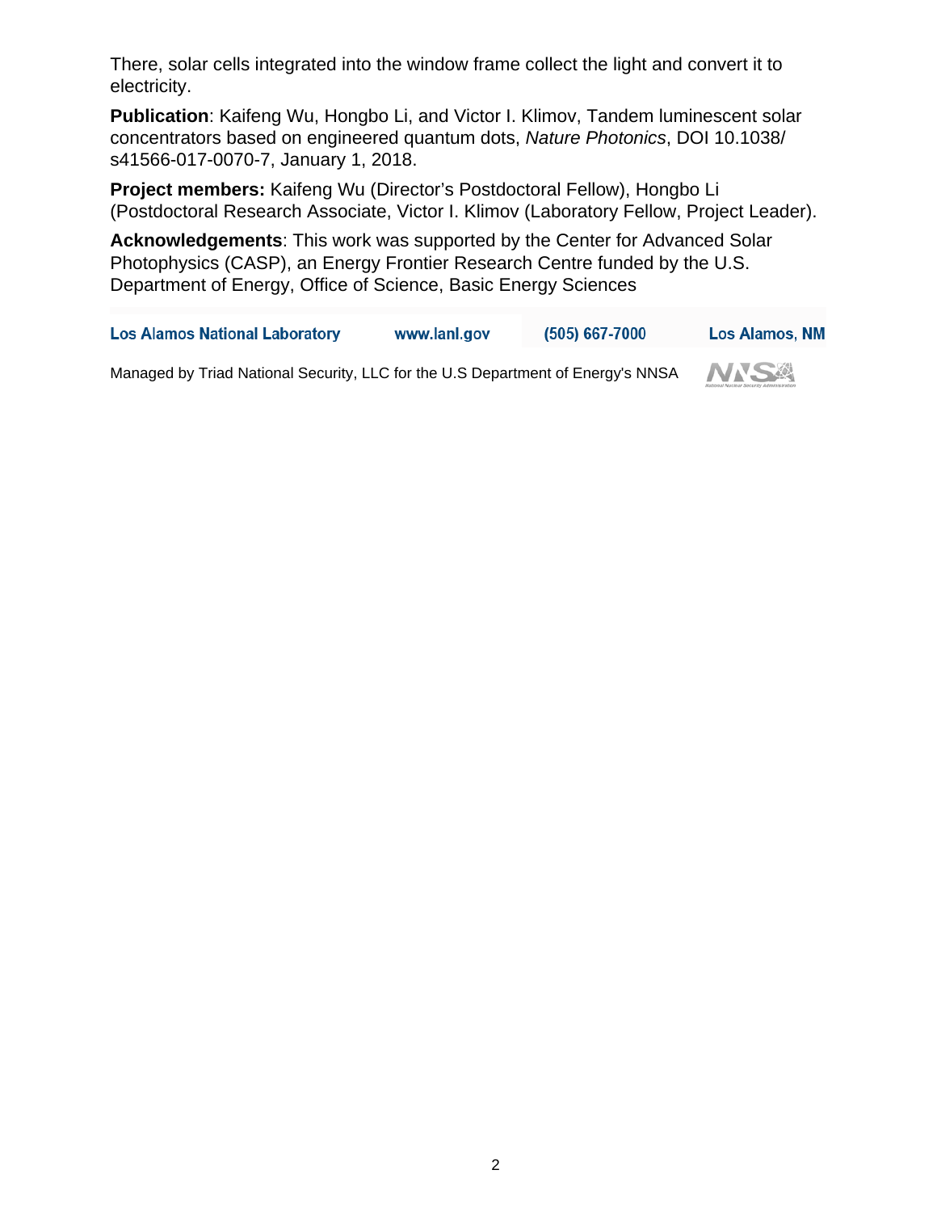There, solar cells integrated into the window frame collect the light and convert it to electricity.

**Publication**: Kaifeng Wu, Hongbo Li, and Victor I. Klimov, Tandem luminescent solar concentrators based on engineered quantum dots, *Nature Photonics*, DOI 10.1038/s41566-017-0070-7, January 1, 2018.

**Project members:** Kaifeng Wu (Director's Postdoctoral Fellow), Hongbo Li (Postdoctoral Research Associate, Victor I. Klimov (Laboratory Fellow, Project Leader).

**Acknowledgements**: This work was supported by the Center for Advanced Solar Photophysics (CASP), an Energy Frontier Research Centre funded by the U.S. Department of Energy, Office of Science, Basic Energy Sciences

**Los Alamos National Laboratory** www.lanl.gov (505) 667-7000 Los Alamos, NM

Managed by Triad National Security, LLC for the U.S Department of Energy's NNSA